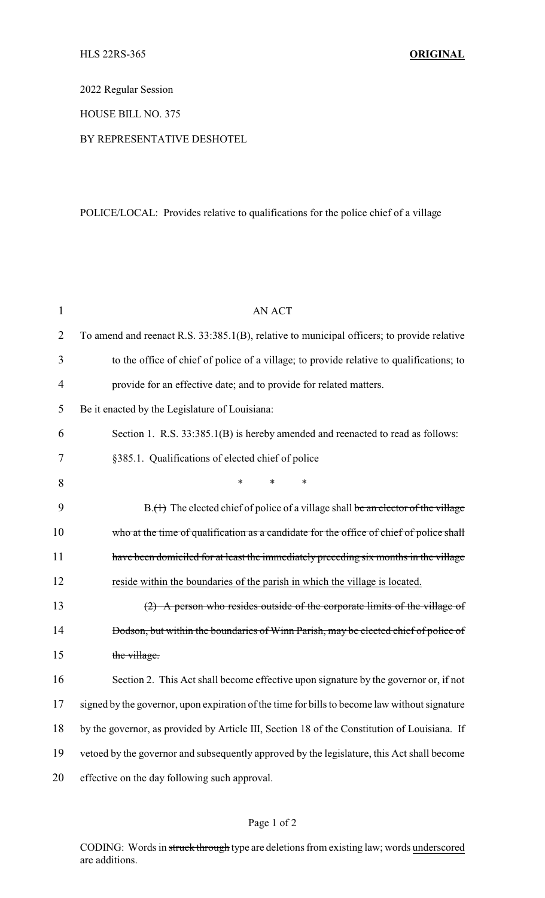HLS 22RS-365 **ORIGINAL**

2022 Regular Session

HOUSE BILL NO. 375

BY REPRESENTATIVE DESHOTEL

POLICE/LOCAL: Provides relative to qualifications for the police chief of a village

AN ACT

To amend and reenact R.S. 33:385.1(B), relative to municipal officers; to provide relative to the office of chief of police of a village; to provide relative to qualifications; to provide for an effective date; and to provide for related matters.

Be it enacted by the Legislature of Louisiana:

Section 1. R.S. 33:385.1(B) is hereby amended and reenacted to read as follows:

§385.1. Qualifications of elected chief of police

\* \* \*

B.~~(1)~~ The elected chief of police of a village shall ~~be an elector of the village who at the time of qualification as a candidate for the office of chief of police shall have been domiciled for at least the immediately preceding six months in the village~~ <u>reside within the boundaries of the parish in which the village is located.</u>

~~(2) A person who resides outside of the corporate limits of the village of Dodson, but within the boundaries of Winn Parish, may be elected chief of police of the village.~~

Section 2. This Act shall become effective upon signature by the governor or, if not signed by the governor, upon expiration of the time for bills to become law without signature by the governor, as provided by Article III, Section 18 of the Constitution of Louisiana. If vetoed by the governor and subsequently approved by the legislature, this Act shall become effective on the day following such approval.

CODING: Words in ~~struck through~~ type are deletions from existing law; words <u>underscored</u> are additions.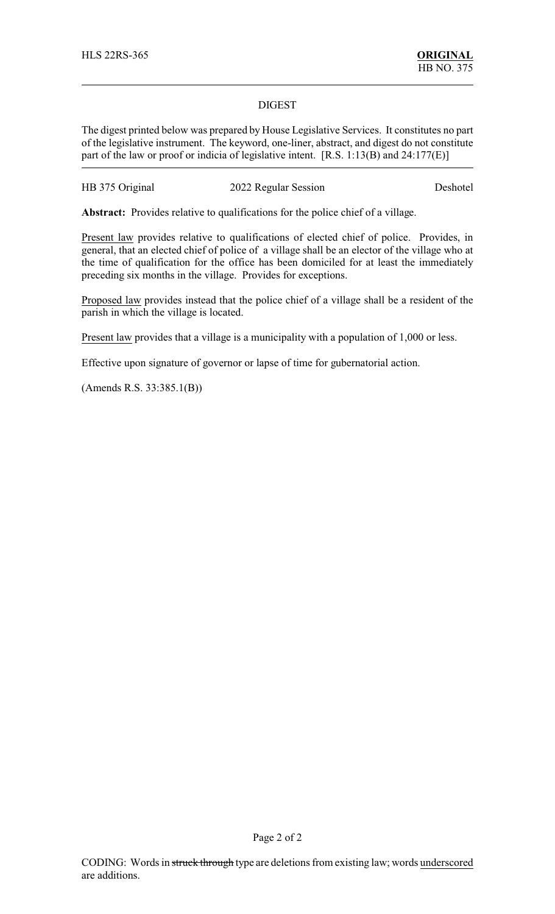HLS 22RS-365 **ORIGINAL**
HB NO. 375

DIGEST

The digest printed below was prepared by House Legislative Services. It constitutes no part of the legislative instrument. The keyword, one-liner, abstract, and digest do not constitute part of the law or proof or indicia of legislative intent. [R.S. 1:13(B) and 24:177(E)]

HB 375 Original — 2022 Regular Session — Deshotel

**Abstract:** Provides relative to qualifications for the police chief of a village.

Present law provides relative to qualifications of elected chief of police. Provides, in general, that an elected chief of police of a village shall be an elector of the village who at the time of qualification for the office has been domiciled for at least the immediately preceding six months in the village. Provides for exceptions.

Proposed law provides instead that the police chief of a village shall be a resident of the parish in which the village is located.

Present law provides that a village is a municipality with a population of 1,000 or less.

Effective upon signature of governor or lapse of time for gubernatorial action.

(Amends R.S. 33:385.1(B))

CODING: Words in struck through type are deletions from existing law; words underscored are additions.